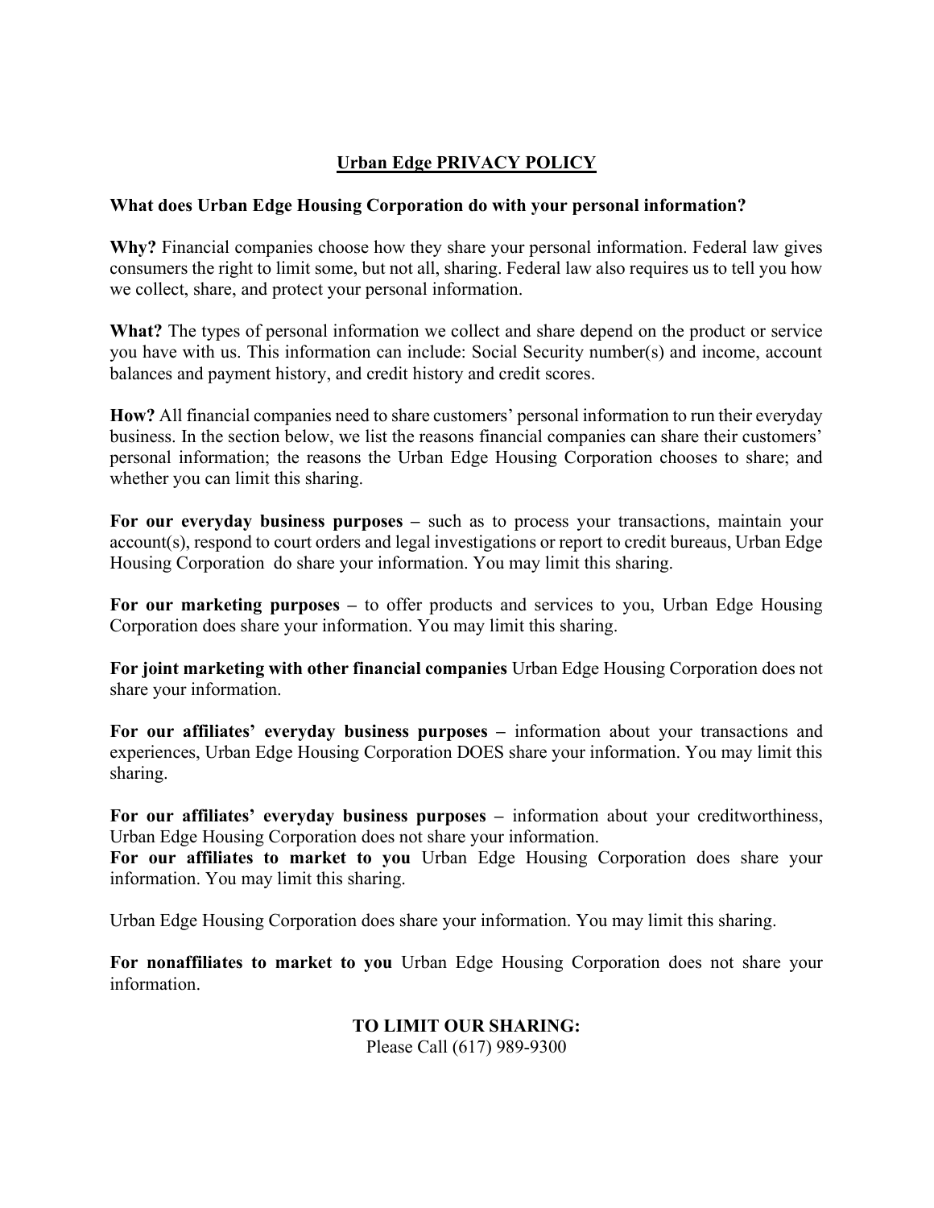# Urban Edge PRIVACY POLICY

**What does Urban Edge Housing Corporation do with your personal information?**

**Why?** Financial companies choose how they share your personal information. Federal law gives consumers the right to limit some, but not all, sharing. Federal law also requires us to tell you how we collect, share, and protect your personal information.

**What?** The types of personal information we collect and share depend on the product or service you have with us. This information can include: Social Security number(s) and income, account balances and payment history, and credit history and credit scores.

**How?** All financial companies need to share customers' personal information to run their everyday business. In the section below, we list the reasons financial companies can share their customers' personal information; the reasons the Urban Edge Housing Corporation chooses to share; and whether you can limit this sharing.

**For our everyday business purposes –** such as to process your transactions, maintain your account(s), respond to court orders and legal investigations or report to credit bureaus, Urban Edge Housing Corporation do share your information. You may limit this sharing.

**For our marketing purposes –** to offer products and services to you, Urban Edge Housing Corporation does share your information. You may limit this sharing.

**For joint marketing with other financial companies** Urban Edge Housing Corporation does not share your information.

**For our affiliates' everyday business purposes –** information about your transactions and experiences, Urban Edge Housing Corporation DOES share your information. You may limit this sharing.

**For our affiliates' everyday business purposes –** information about your creditworthiness, Urban Edge Housing Corporation does not share your information.
**For our affiliates to market to you** Urban Edge Housing Corporation does share your information. You may limit this sharing.

Urban Edge Housing Corporation does share your information. You may limit this sharing.

**For nonaffiliates to market to you** Urban Edge Housing Corporation does not share your information.

**TO LIMIT OUR SHARING:**
Please Call (617) 989-9300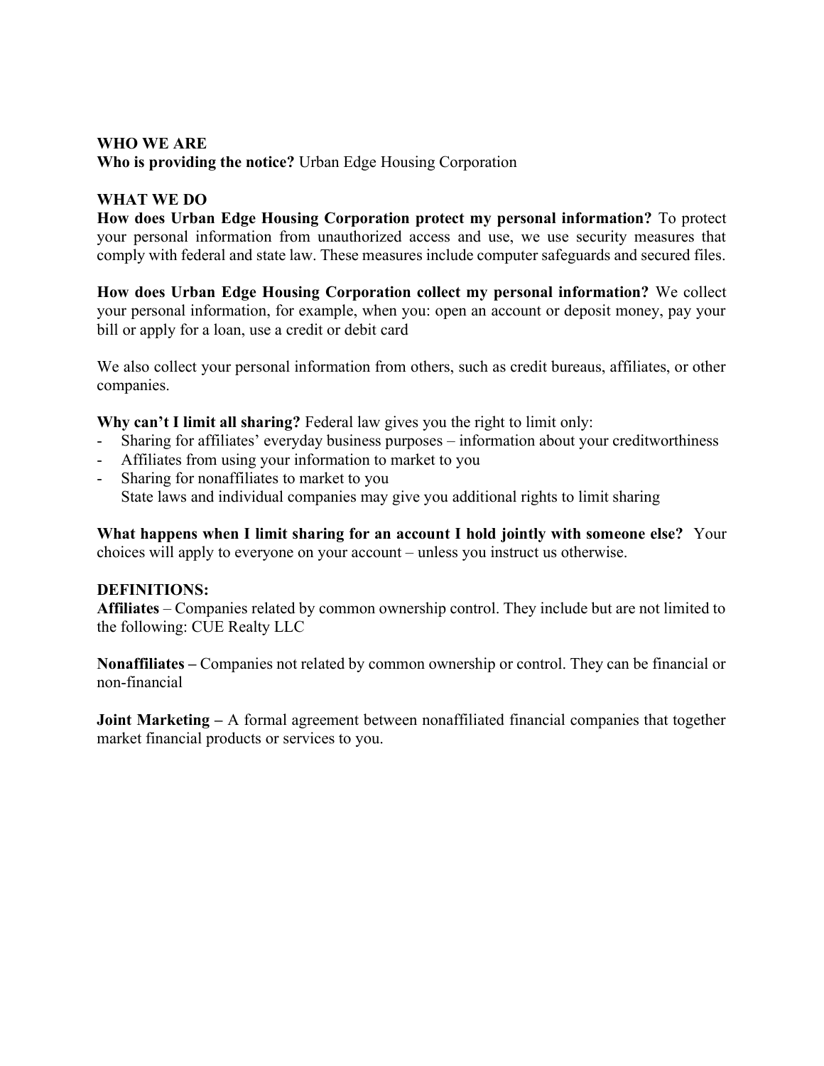## WHO WE ARE

**Who is providing the notice?** Urban Edge Housing Corporation

## WHAT WE DO

**How does Urban Edge Housing Corporation protect my personal information?** To protect your personal information from unauthorized access and use, we use security measures that comply with federal and state law. These measures include computer safeguards and secured files.

**How does Urban Edge Housing Corporation collect my personal information?** We collect your personal information, for example, when you: open an account or deposit money, pay your bill or apply for a loan, use a credit or debit card

We also collect your personal information from others, such as credit bureaus, affiliates, or other companies.

**Why can't I limit all sharing?** Federal law gives you the right to limit only:

- Sharing for affiliates' everyday business purposes – information about your creditworthiness
- Affiliates from using your information to market to you
- Sharing for nonaffiliates to market to you
  State laws and individual companies may give you additional rights to limit sharing

**What happens when I limit sharing for an account I hold jointly with someone else?** Your choices will apply to everyone on your account – unless you instruct us otherwise.

## DEFINITIONS:

**Affiliates** – Companies related by common ownership control. They include but are not limited to the following: CUE Realty LLC

**Nonaffiliates –** Companies not related by common ownership or control. They can be financial or non-financial

**Joint Marketing –** A formal agreement between nonaffiliated financial companies that together market financial products or services to you.